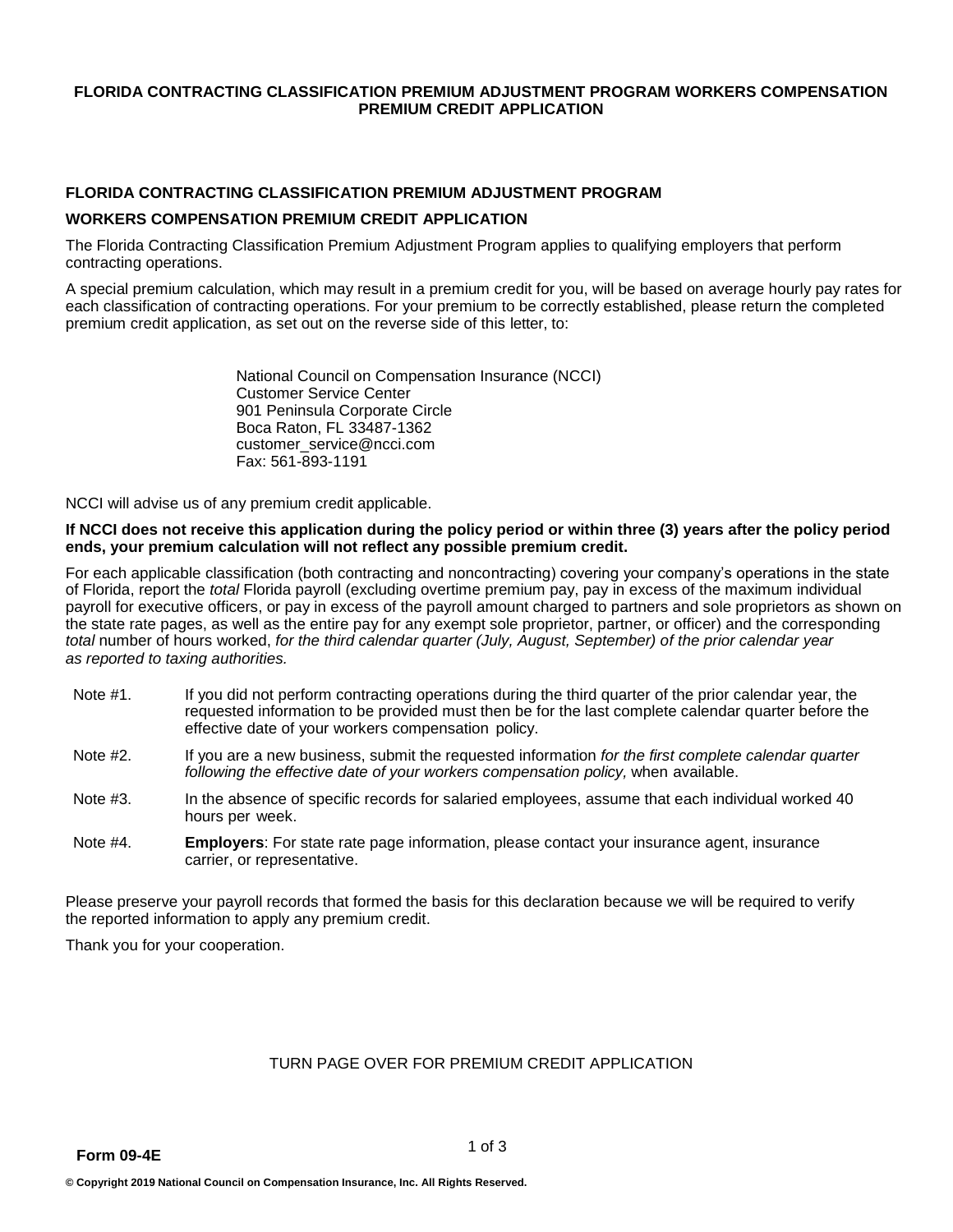# FLORIDA CONTRACTING CLASSIFICATION PREMIUM ADJUSTMENT PROGRAM WORKERS COMPENSATION PREMIUM CREDIT APPLICATION

## FLORIDA CONTRACTING CLASSIFICATION PREMIUM ADJUSTMENT PROGRAM

## WORKERS COMPENSATION PREMIUM CREDIT APPLICATION

The Florida Contracting Classification Premium Adjustment Program applies to qualifying employers that perform contracting operations.

A special premium calculation, which may result in a premium credit for you, will be based on average hourly pay rates for each classification of contracting operations. For your premium to be correctly established, please return the completed premium credit application, as set out on the reverse side of this letter, to:

> National Council on Compensation Insurance (NCCI)
> Customer Service Center
> 901 Peninsula Corporate Circle
> Boca Raton, FL 33487-1362
> customer_service@ncci.com
> Fax: 561-893-1191

NCCI will advise us of any premium credit applicable.

**If NCCI does not receive this application during the policy period or within three (3) years after the policy period ends, your premium calculation will not reflect any possible premium credit.**

For each applicable classification (both contracting and noncontracting) covering your company's operations in the state of Florida, report the *total* Florida payroll (excluding overtime premium pay, pay in excess of the maximum individual payroll for executive officers, or pay in excess of the payroll amount charged to partners and sole proprietors as shown on the state rate pages, as well as the entire pay for any exempt sole proprietor, partner, or officer) and the corresponding *total* number of hours worked, *for the third calendar quarter (July, August, September) of the prior calendar year as reported to taxing authorities.*

Note #1. If you did not perform contracting operations during the third quarter of the prior calendar year, the requested information to be provided must then be for the last complete calendar quarter before the effective date of your workers compensation policy.

Note #2. If you are a new business, submit the requested information *for the first complete calendar quarter following the effective date of your workers compensation policy,* when available.

Note #3. In the absence of specific records for salaried employees, assume that each individual worked 40 hours per week.

Note #4. **Employers**: For state rate page information, please contact your insurance agent, insurance carrier, or representative.

Please preserve your payroll records that formed the basis for this declaration because we will be required to verify the reported information to apply any premium credit.

Thank you for your cooperation.

TURN PAGE OVER FOR PREMIUM CREDIT APPLICATION

**Form 09-4E**

**© Copyright 2019 National Council on Compensation Insurance, Inc. All Rights Reserved.**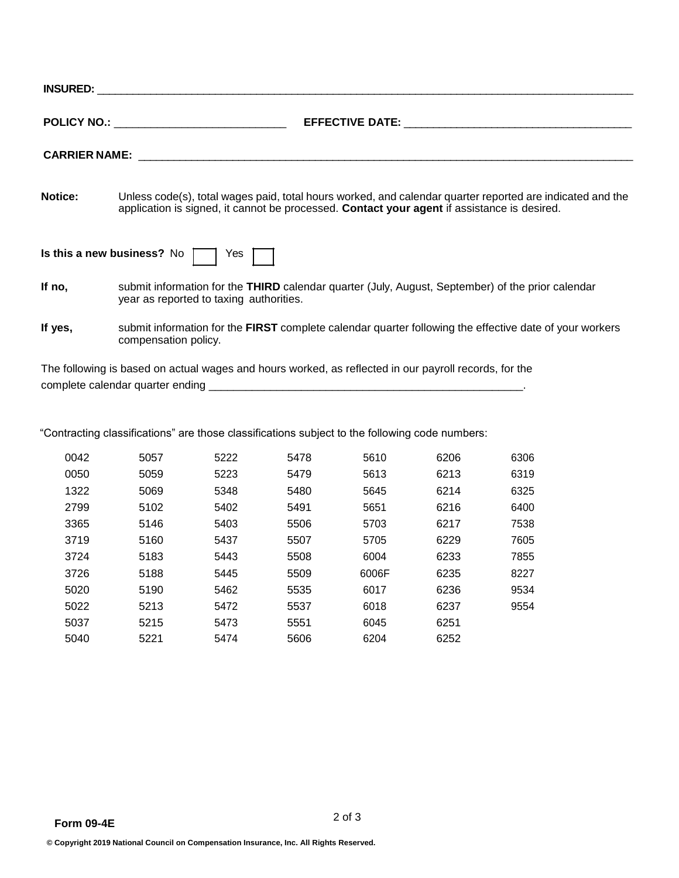**INSURED:** ______________________________________________________________________________

**POLICY NO.:** ___________________________ **EFFECTIVE DATE:** ___________________________________

**CARRIER NAME:** _________________________________________________________________________

**Notice:** Unless code(s), total wages paid, total hours worked, and calendar quarter reported are indicated and the application is signed, it cannot be processed. **Contact your agent** if assistance is desired.

**Is this a new business?** No ☐ Yes ☐

**If no,** submit information for the **THIRD** calendar quarter (July, August, September) of the prior calendar year as reported to taxing authorities.

**If yes,** submit information for the **FIRST** complete calendar quarter following the effective date of your workers compensation policy.

The following is based on actual wages and hours worked, as reflected in our payroll records, for the complete calendar quarter ending _____________________________________________________.

"Contracting classifications" are those classifications subject to the following code numbers:

| | | | | | | |
|---|---|---|---|---|---|---|
| 0042 | 5057 | 5222 | 5478 | 5610 | 6206 | 6306 |
| 0050 | 5059 | 5223 | 5479 | 5613 | 6213 | 6319 |
| 1322 | 5069 | 5348 | 5480 | 5645 | 6214 | 6325 |
| 2799 | 5102 | 5402 | 5491 | 5651 | 6216 | 6400 |
| 3365 | 5146 | 5403 | 5506 | 5703 | 6217 | 7538 |
| 3719 | 5160 | 5437 | 5507 | 5705 | 6229 | 7605 |
| 3724 | 5183 | 5443 | 5508 | 6004 | 6233 | 7855 |
| 3726 | 5188 | 5445 | 5509 | 6006F | 6235 | 8227 |
| 5020 | 5190 | 5462 | 5535 | 6017 | 6236 | 9534 |
| 5022 | 5213 | 5472 | 5537 | 6018 | 6237 | 9554 |
| 5037 | 5215 | 5473 | 5551 | 6045 | 6251 | |
| 5040 | 5221 | 5474 | 5606 | 6204 | 6252 | |

**Form 09-4E**

**© Copyright 2019 National Council on Compensation Insurance, Inc. All Rights Reserved.**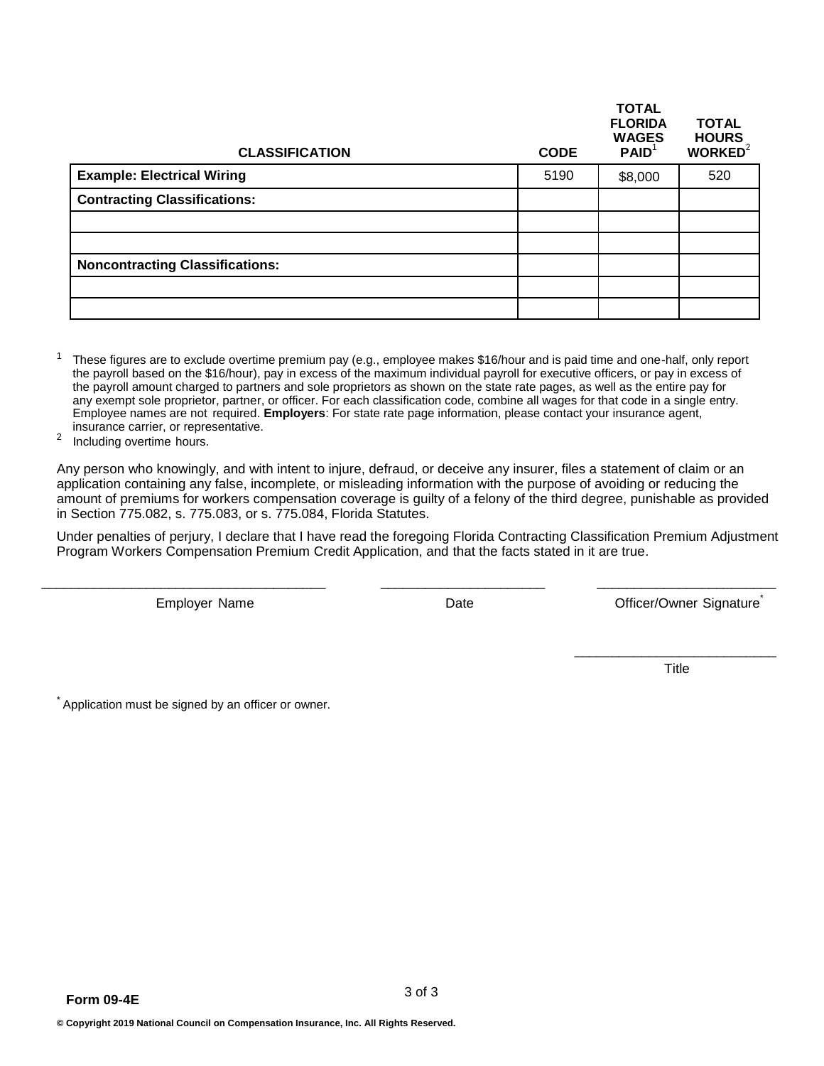| CLASSIFICATION | CODE | TOTAL FLORIDA WAGES PAID[1] | TOTAL HOURS WORKED[2] |
|---|---|---|---|
| **Example: Electrical Wiring** | 5190 | $8,000 | 520 |
| **Contracting Classifications:** | | | |
| | | | |
| | | | |
| **Noncontracting Classifications:** | | | |
| | | | |
| | | | |

[1] These figures are to exclude overtime premium pay (e.g., employee makes $16/hour and is paid time and one-half, only report the payroll based on the $16/hour), pay in excess of the maximum individual payroll for executive officers, or pay in excess of the payroll amount charged to partners and sole proprietors as shown on the state rate pages, as well as the entire pay for any exempt sole proprietor, partner, or officer. For each classification code, combine all wages for that code in a single entry. Employee names are not required. **Employers**: For state rate page information, please contact your insurance agent, insurance carrier, or representative.

[2] Including overtime hours.

Any person who knowingly, and with intent to injure, defraud, or deceive any insurer, files a statement of claim or an application containing any false, incomplete, or misleading information with the purpose of avoiding or reducing the amount of premiums for workers compensation coverage is guilty of a felony of the third degree, punishable as provided in Section 775.082, s. 775.083, or s. 775.084, Florida Statutes.

Under penalties of perjury, I declare that I have read the foregoing Florida Contracting Classification Premium Adjustment Program Workers Compensation Premium Credit Application, and that the facts stated in it are true.

\_\_\_\_\_\_\_\_\_\_\_\_\_\_\_\_\_\_\_\_\_\_\_\_\_\_\_\_\_\_ Employer Name

\_\_\_\_\_\_\_\_\_\_\_\_\_\_\_\_\_\_\_\_ Date

\_\_\_\_\_\_\_\_\_\_\_\_\_\_\_\_\_\_\_\_ Officer/Owner Signature*

\_\_\_\_\_\_\_\_\_\_\_\_\_\_\_\_\_\_\_\_ Title

* Application must be signed by an officer or owner.

**Form 09-4E**

**© Copyright 2019 National Council on Compensation Insurance, Inc. All Rights Reserved.**